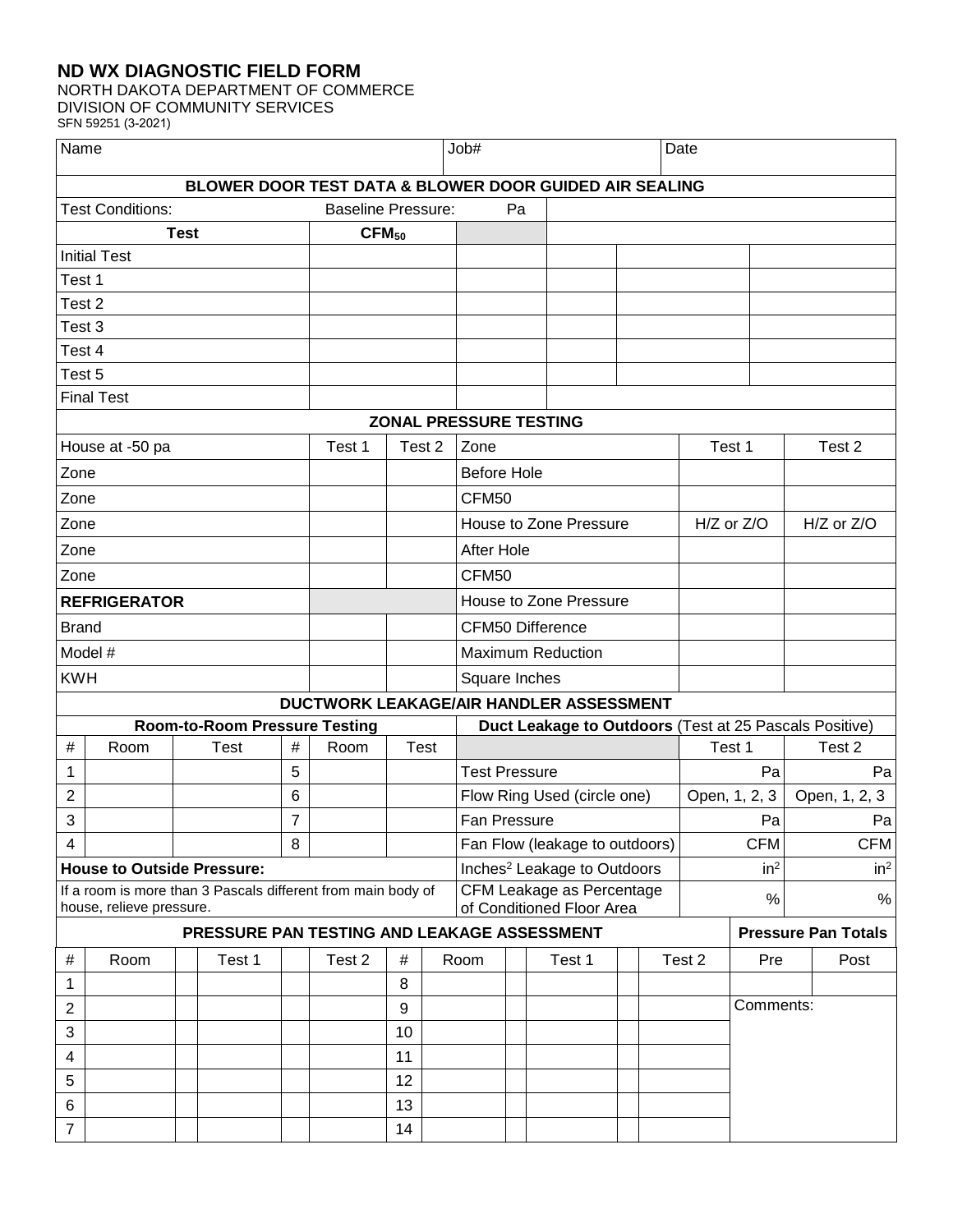# ND WX DIAGNOSTIC FIELD FORM

NORTH DAKOTA DEPARTMENT OF COMMERCE
DIVISION OF COMMUNITY SERVICES
SFN 59251 (3-2021)

| Name | Job# | Date |
|---|---|---|
| | | |

## BLOWER DOOR TEST DATA & BLOWER DOOR GUIDED AIR SEALING

| Test Conditions: | Baseline Pressure: Pa | | | | | |
|---|---|---|---|---|---|---|
| **Test** | **$CFM_{50}$** | | | | | |
| Initial Test | | | | | | |
| Test 1 | | | | | | |
| Test 2 | | | | | | |
| Test 3 | | | | | | |
| Test 4 | | | | | | |
| Test 5 | | | | | | |
| Final Test | | | | | | |

## ZONAL PRESSURE TESTING

| House at -50 pa | Test 1 | Test 2 | Zone | Test 1 | Test 2 |
|---|---|---|---|---|---|
| Zone | | | Before Hole | | |
| Zone | | | CFM50 | | |
| Zone | | | House to Zone Pressure | H/Z or Z/O | H/Z or Z/O |
| Zone | | | After Hole | | |
| Zone | | | CFM50 | | |
| **REFRIGERATOR** | | | House to Zone Pressure | | |
| Brand | | | CFM50 Difference | | |
| Model # | | | Maximum Reduction | | |
| KWH | | | Square Inches | | |

## DUCTWORK LEAKAGE/AIR HANDLER ASSESSMENT

| **Room-to-Room Pressure Testing** | | | | | | **Duct Leakage to Outdoors** (Test at 25 Pascals Positive) | | |
|---|---|---|---|---|---|---|---|---|
| # | Room | Test | # | Room | Test | | Test 1 | Test 2 |
| 1 | | | 5 | | | Test Pressure | Pa | Pa |
| 2 | | | 6 | | | Flow Ring Used (circle one) | Open, 1, 2, 3 | Open, 1, 2, 3 |
| 3 | | | 7 | | | Fan Pressure | Pa | Pa |
| 4 | | | 8 | | | Fan Flow (leakage to outdoors) | CFM | CFM |
| **House to Outside Pressure:** | | | | | | Inches$^2$ Leakage to Outdoors | $in^2$ | $in^2$ |
| If a room is more than 3 Pascals different from main body of house, relieve pressure. | | | | | | CFM Leakage as Percentage of Conditioned Floor Area | % | % |

## PRESSURE PAN TESTING AND LEAKAGE ASSESSMENT

| # | Room | | Test 1 | | Test 2 | # | Room | | Test 1 | | Test 2 | **Pressure Pan Totals** Pre | Post |
|---|---|---|---|---|---|---|---|---|---|---|---|---|---|
| 1 | | | | | | 8 | | | | | | | |
| 2 | | | | | | 9 | | | | | | Comments: | |
| 3 | | | | | | 10 | | | | | | | |
| 4 | | | | | | 11 | | | | | | | |
| 5 | | | | | | 12 | | | | | | | |
| 6 | | | | | | 13 | | | | | | | |
| 7 | | | | | | 14 | | | | | | | |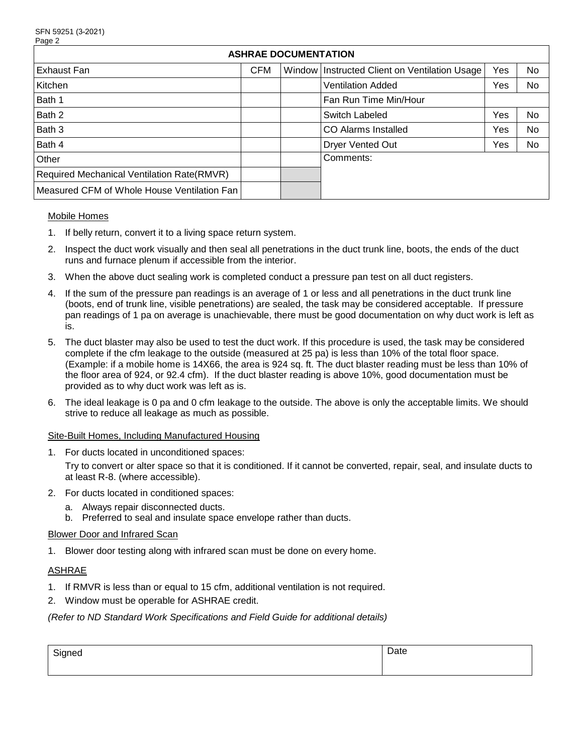| ASHRAE DOCUMENTATION | | | | | |
|---|---|---|---|---|---|
| Exhaust Fan | CFM | Window | Instructed Client on Ventilation Usage | Yes | No |
| Kitchen | | | Ventilation Added | Yes | No |
| Bath 1 | | | Fan Run Time Min/Hour | | |
| Bath 2 | | | Switch Labeled | Yes | No |
| Bath 3 | | | CO Alarms Installed | Yes | No |
| Bath 4 | | | Dryer Vented Out | Yes | No |
| Other | | | Comments: | | |
| Required Mechanical Ventilation Rate(RMVR) | | | | | |
| Measured CFM of Whole House Ventilation Fan | | | | | |

Mobile Homes

1. If belly return, convert it to a living space return system.
2. Inspect the duct work visually and then seal all penetrations in the duct trunk line, boots, the ends of the duct runs and furnace plenum if accessible from the interior.
3. When the above duct sealing work is completed conduct a pressure pan test on all duct registers.
4. If the sum of the pressure pan readings is an average of 1 or less and all penetrations in the duct trunk line (boots, end of trunk line, visible penetrations) are sealed, the task may be considered acceptable. If pressure pan readings of 1 pa on average is unachievable, there must be good documentation on why duct work is left as is.
5. The duct blaster may also be used to test the duct work. If this procedure is used, the task may be considered complete if the cfm leakage to the outside (measured at 25 pa) is less than 10% of the total floor space. (Example: if a mobile home is 14X66, the area is 924 sq. ft. The duct blaster reading must be less than 10% of the floor area of 924, or 92.4 cfm). If the duct blaster reading is above 10%, good documentation must be provided as to why duct work was left as is.
6. The ideal leakage is 0 pa and 0 cfm leakage to the outside. The above is only the acceptable limits. We should strive to reduce all leakage as much as possible.

Site-Built Homes, Including Manufactured Housing

1. For ducts located in unconditioned spaces:

   Try to convert or alter space so that it is conditioned. If it cannot be converted, repair, seal, and insulate ducts to at least R-8. (where accessible).
2. For ducts located in conditioned spaces:
   a. Always repair disconnected ducts.
   b. Preferred to seal and insulate space envelope rather than ducts.

Blower Door and Infrared Scan

1. Blower door testing along with infrared scan must be done on every home.

ASHRAE

1. If RMVR is less than or equal to 15 cfm, additional ventilation is not required.
2. Window must be operable for ASHRAE credit.

*(Refer to ND Standard Work Specifications and Field Guide for additional details)*

| Signed | Date |
|---|---|
| | |